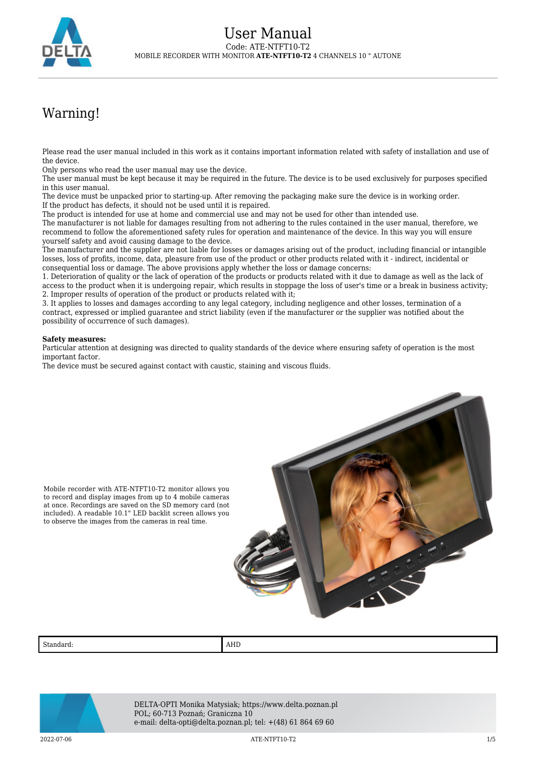# User Manual

Code: ATE-NTFT10-T2

MOBILE RECORDER WITH MONITOR **ATE-NTFT10-T2** 4 CHANNELS 10 " AUTONE

## Warning!

Please read the user manual included in this work as it contains important information related with safety of installation and use of the device.
Only persons who read the user manual may use the device.
The user manual must be kept because it may be required in the future. The device is to be used exclusively for purposes specified in this user manual.
The device must be unpacked prior to starting-up. After removing the packaging make sure the device is in working order.
If the product has defects, it should not be used until it is repaired.
The product is intended for use at home and commercial use and may not be used for other than intended use.
The manufacturer is not liable for damages resulting from not adhering to the rules contained in the user manual, therefore, we recommend to follow the aforementioned safety rules for operation and maintenance of the device. In this way you will ensure yourself safety and avoid causing damage to the device.
The manufacturer and the supplier are not liable for losses or damages arising out of the product, including financial or intangible losses, loss of profits, income, data, pleasure from use of the product or other products related with it - indirect, incidental or consequential loss or damage. The above provisions apply whether the loss or damage concerns:
1. Deterioration of quality or the lack of operation of the products or products related with it due to damage as well as the lack of access to the product when it is undergoing repair, which results in stoppage the loss of user's time or a break in business activity;
2. Improper results of operation of the product or products related with it;
3. It applies to losses and damages according to any legal category, including negligence and other losses, termination of a contract, expressed or implied guarantee and strict liability (even if the manufacturer or the supplier was notified about the possibility of occurrence of such damages).

**Safety measures:**
Particular attention at designing was directed to quality standards of the device where ensuring safety of operation is the most important factor.
The device must be secured against contact with caustic, staining and viscous fluids.

Mobile recorder with ATE-NTFT10-T2 monitor allows you to record and display images from up to 4 mobile cameras at once. Recordings are saved on the SD memory card (not included). A readable 10.1" LED backlit screen allows you to observe the images from the cameras in real time.

| Standard: | AHD |
|---|---|

DELTA-OPTI Monika Matysiak; https://www.delta.poznan.pl
POL; 60-713 Poznań; Graniczna 10
e-mail: delta-opti@delta.poznan.pl; tel: +(48) 61 864 69 60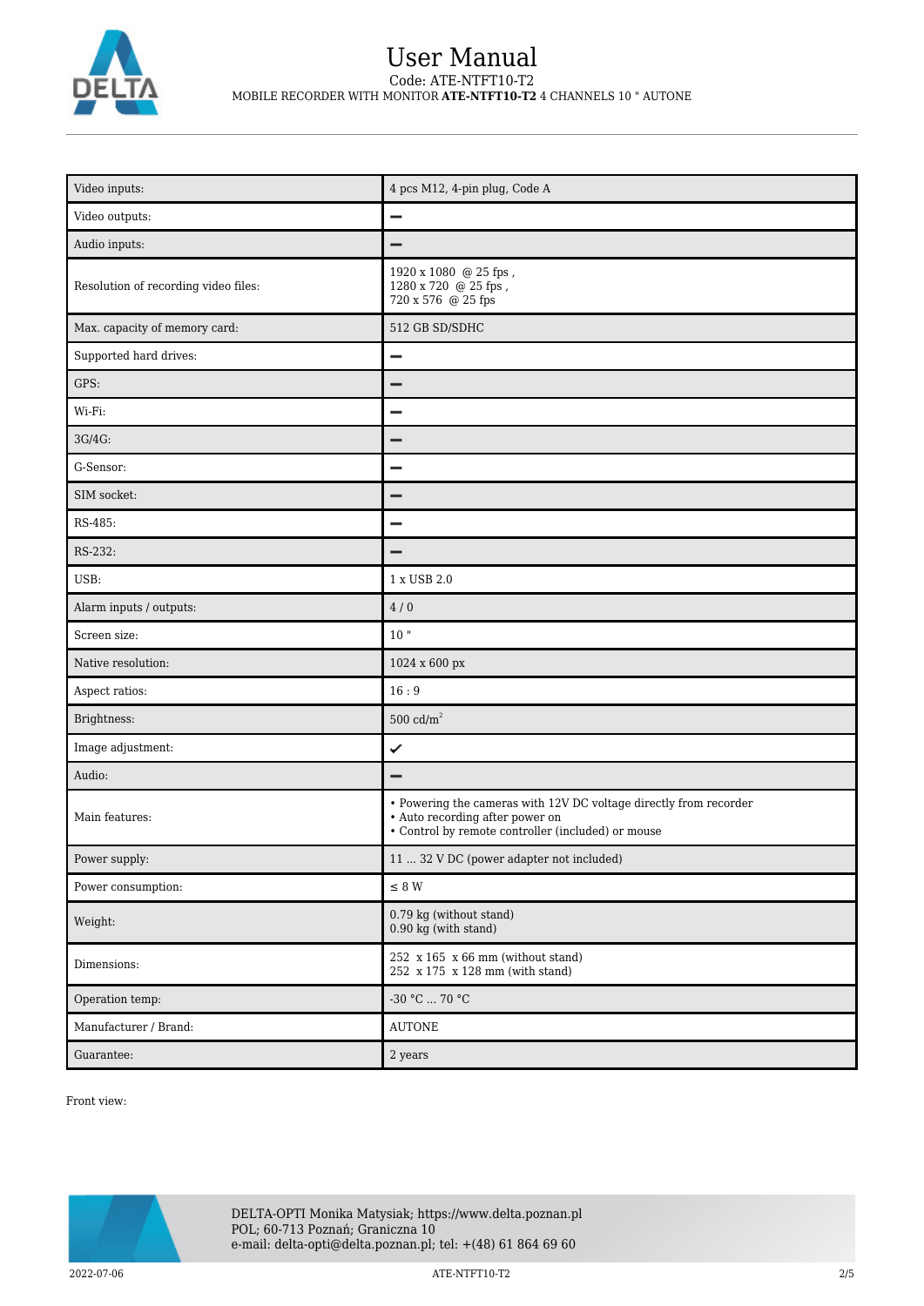| Video inputs: | 4 pcs M12, 4-pin plug, Code A |
|---|---|
| Video outputs: | – |
| Audio inputs: | – |
| Resolution of recording video files: | 1920 x 1080 @ 25 fps ,<br>1280 x 720 @ 25 fps ,<br>720 x 576 @ 25 fps |
| Max. capacity of memory card: | 512 GB SD/SDHC |
| Supported hard drives: | – |
| GPS: | – |
| Wi-Fi: | – |
| 3G/4G: | – |
| G-Sensor: | – |
| SIM socket: | – |
| RS-485: | – |
| RS-232: | – |
| USB: | 1 x USB 2.0 |
| Alarm inputs / outputs: | 4 / 0 |
| Screen size: | 10 " |
| Native resolution: | 1024 x 600 px |
| Aspect ratios: | 16 : 9 |
| Brightness: | 500 cd/m$^2$ |
| Image adjustment: | ✔ |
| Audio: | – |
| Main features: | • Powering the cameras with 12V DC voltage directly from recorder<br>• Auto recording after power on<br>• Control by remote controller (included) or mouse |
| Power supply: | 11 ... 32 V DC (power adapter not included) |
| Power consumption: | ≤ 8 W |
| Weight: | 0.79 kg (without stand)<br>0.90 kg (with stand) |
| Dimensions: | 252 x 165 x 66 mm (without stand)<br>252 x 175 x 128 mm (with stand) |
| Operation temp: | -30 °C ... 70 °C |
| Manufacturer / Brand: | AUTONE |
| Guarantee: | 2 years |

Front view: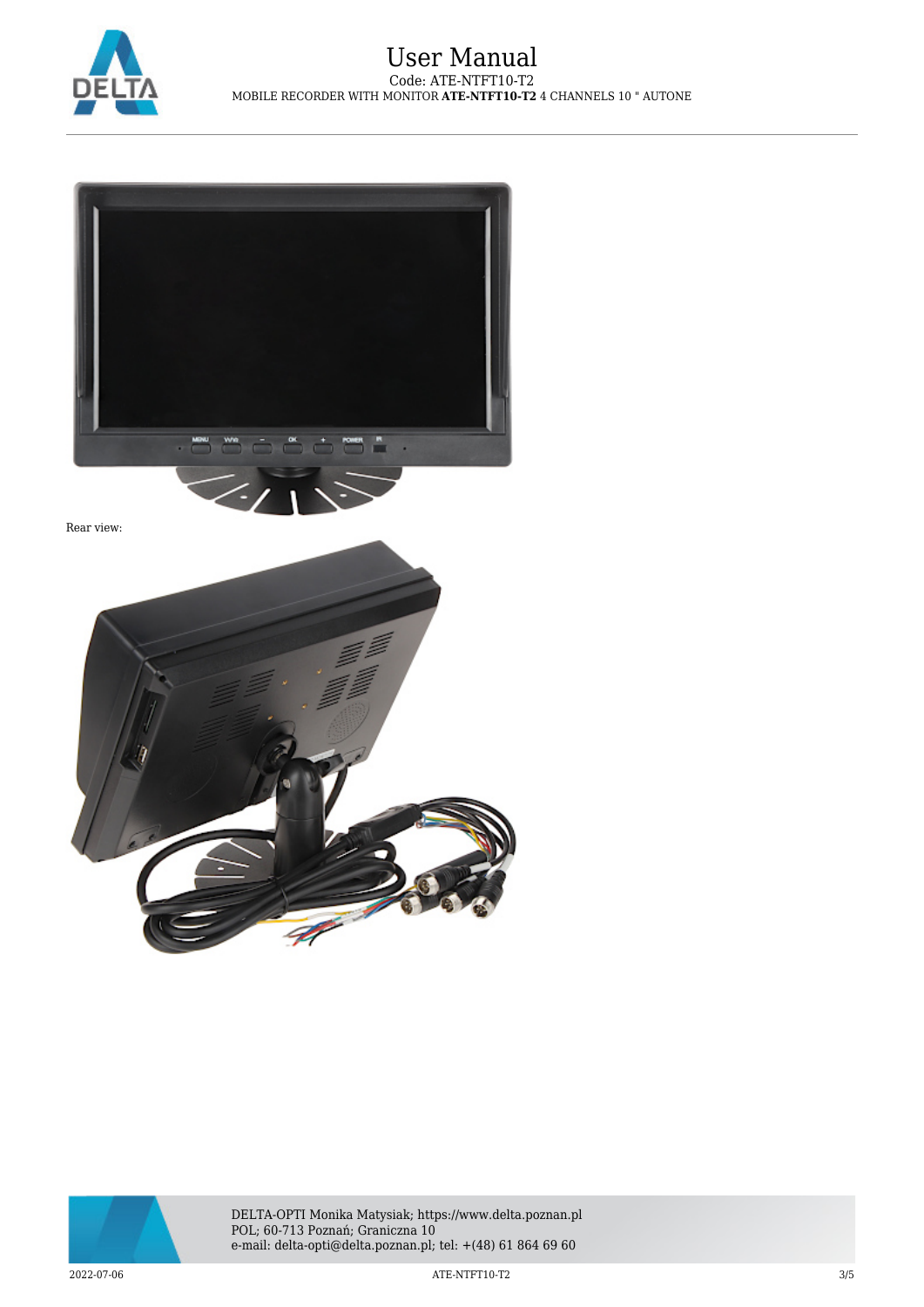Rear view: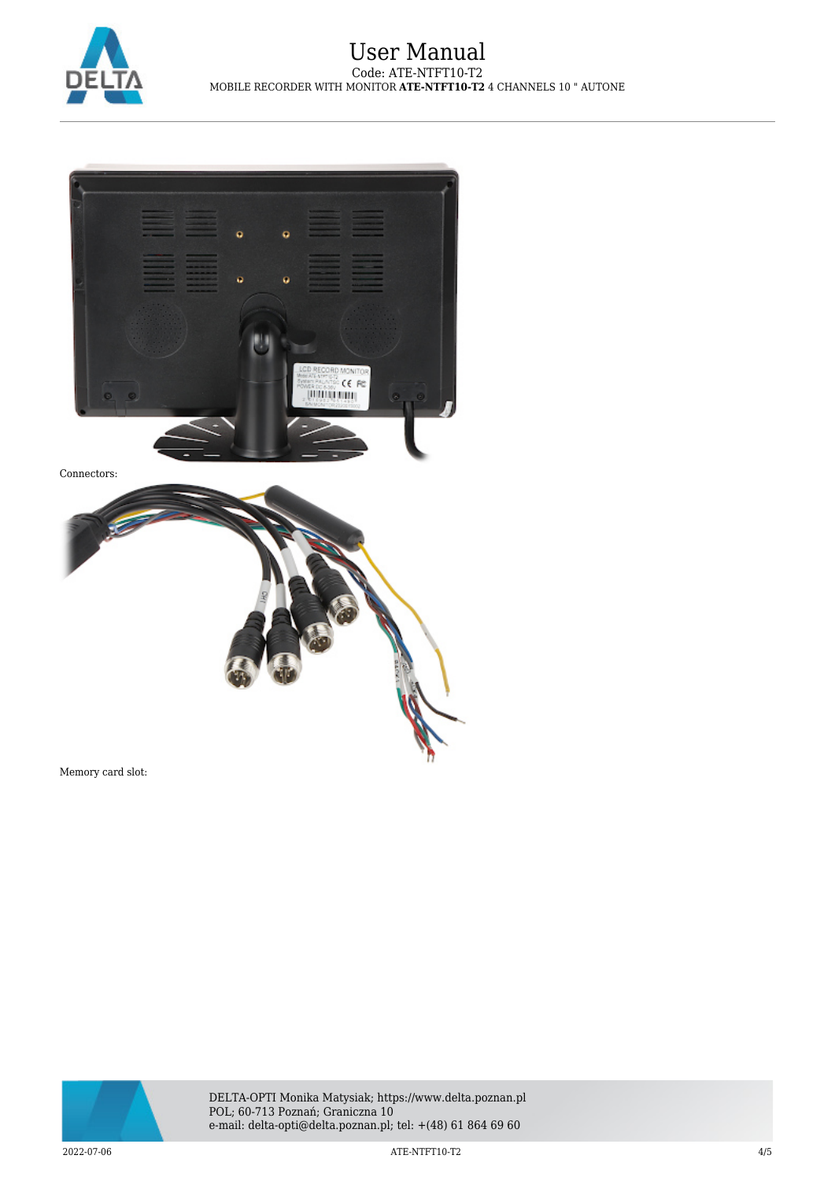Connectors:

Memory card slot: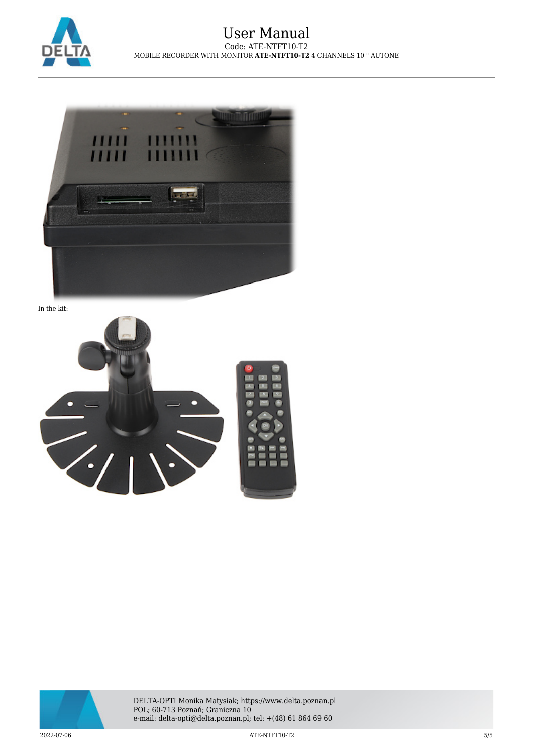In the kit: